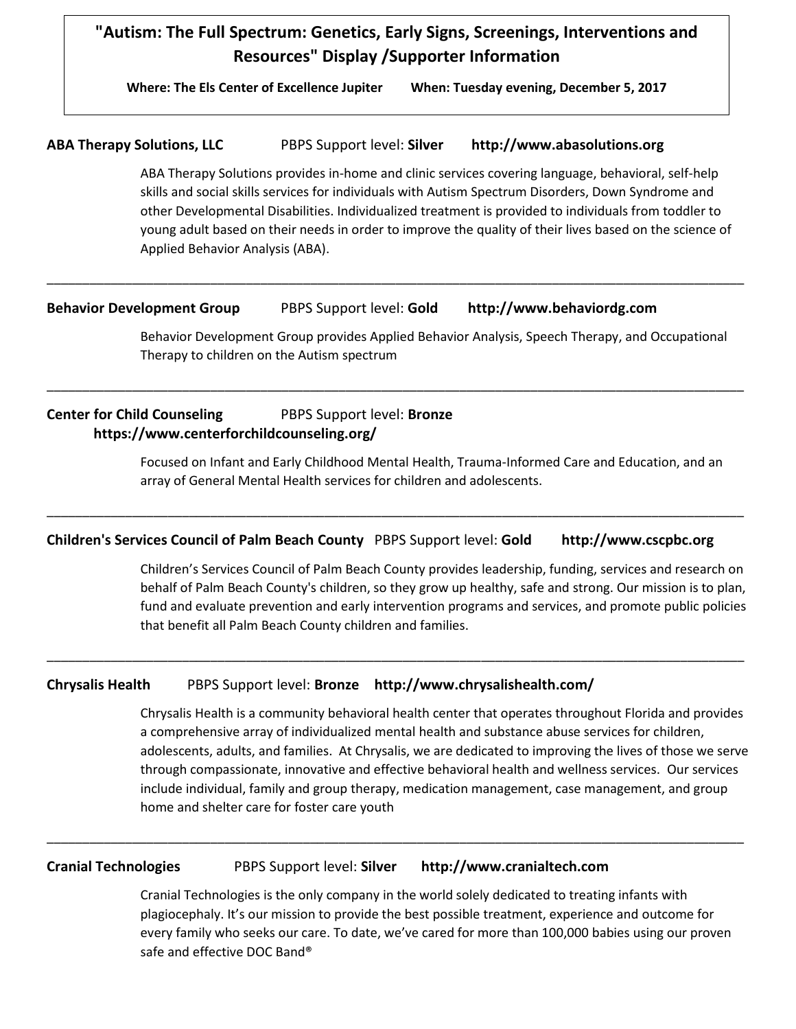# "Autism: The Full Spectrum: Genetics, Early Signs, Screenings, Interventions and Resources" Display /Supporter Information

**Where: The Els Center of Excellence Jupiter** **When: Tuesday evening, December 5, 2017**

**ABA Therapy Solutions, LLC** PBPS Support level: **Silver** **http://www.abasolutions.org**

ABA Therapy Solutions provides in-home and clinic services covering language, behavioral, self-help skills and social skills services for individuals with Autism Spectrum Disorders, Down Syndrome and other Developmental Disabilities. Individualized treatment is provided to individuals from toddler to young adult based on their needs in order to improve the quality of their lives based on the science of Applied Behavior Analysis (ABA).

---

**Behavior Development Group** PBPS Support level: **Gold** **http://www.behaviordg.com**

Behavior Development Group provides Applied Behavior Analysis, Speech Therapy, and Occupational Therapy to children on the Autism spectrum

---

**Center for Child Counseling** PBPS Support level: **Bronze**
**https://www.centerforchildcounseling.org/**

Focused on Infant and Early Childhood Mental Health, Trauma-Informed Care and Education, and an array of General Mental Health services for children and adolescents.

---

**Children's Services Council of Palm Beach County** PBPS Support level: **Gold** **http://www.cscpbc.org**

Children's Services Council of Palm Beach County provides leadership, funding, services and research on behalf of Palm Beach County's children, so they grow up healthy, safe and strong. Our mission is to plan, fund and evaluate prevention and early intervention programs and services, and promote public policies that benefit all Palm Beach County children and families.

---

**Chrysalis Health** PBPS Support level: **Bronze** **http://www.chrysalishealth.com/**

Chrysalis Health is a community behavioral health center that operates throughout Florida and provides a comprehensive array of individualized mental health and substance abuse services for children, adolescents, adults, and families. At Chrysalis, we are dedicated to improving the lives of those we serve through compassionate, innovative and effective behavioral health and wellness services. Our services include individual, family and group therapy, medication management, case management, and group home and shelter care for foster care youth

---

**Cranial Technologies** PBPS Support level: **Silver** **http://www.cranialtech.com**

Cranial Technologies is the only company in the world solely dedicated to treating infants with plagiocephaly. It's our mission to provide the best possible treatment, experience and outcome for every family who seeks our care. To date, we've cared for more than 100,000 babies using our proven safe and effective DOC Band®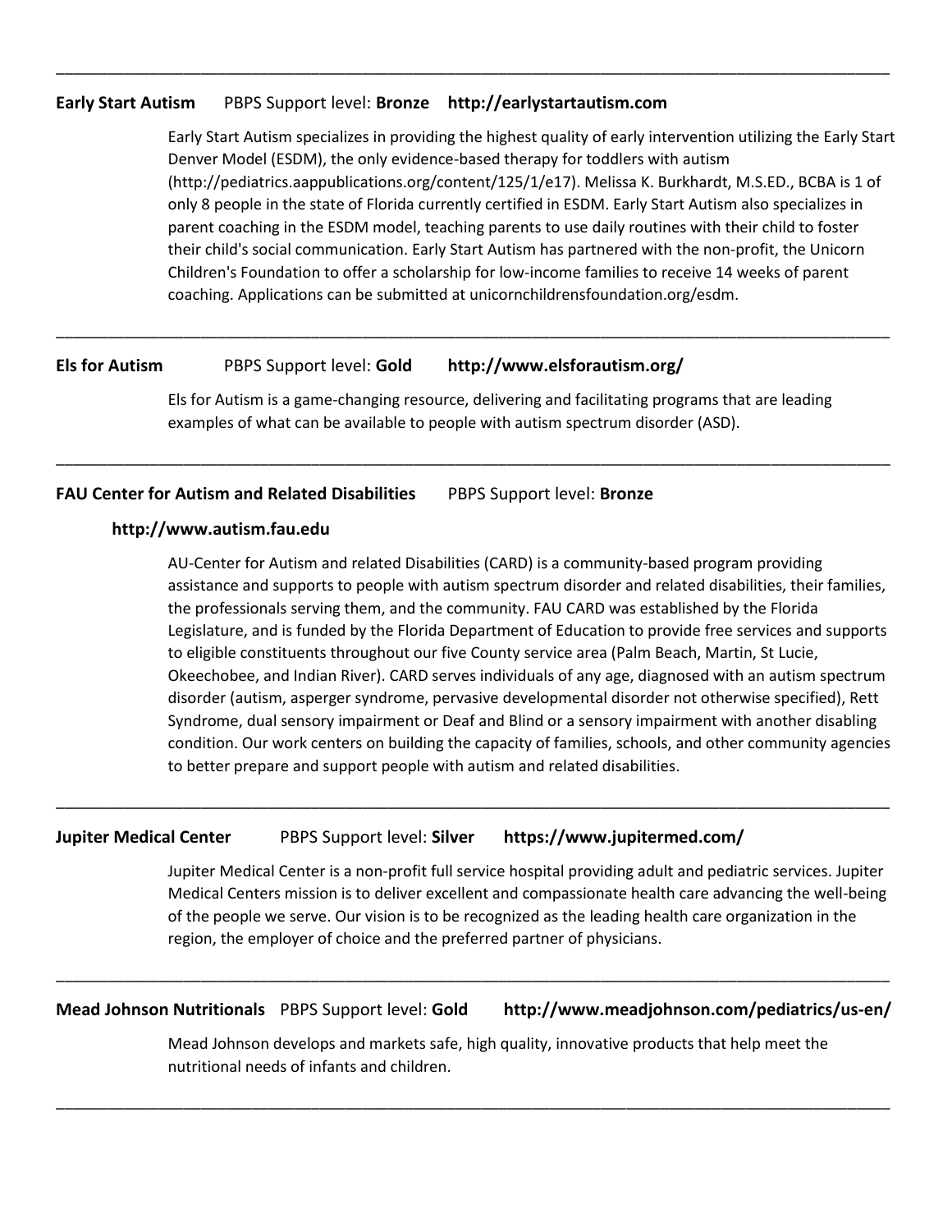---

**Early Start Autism** PBPS Support level: **Bronze** **http://earlystartautism.com**

Early Start Autism specializes in providing the highest quality of early intervention utilizing the Early Start Denver Model (ESDM), the only evidence-based therapy for toddlers with autism (http://pediatrics.aappublications.org/content/125/1/e17). Melissa K. Burkhardt, M.S.ED., BCBA is 1 of only 8 people in the state of Florida currently certified in ESDM. Early Start Autism also specializes in parent coaching in the ESDM model, teaching parents to use daily routines with their child to foster their child's social communication. Early Start Autism has partnered with the non-profit, the Unicorn Children's Foundation to offer a scholarship for low-income families to receive 14 weeks of parent coaching. Applications can be submitted at unicornchildrensfoundation.org/esdm.

---

**Els for Autism** PBPS Support level: **Gold** **http://www.elsforautism.org/**

Els for Autism is a game-changing resource, delivering and facilitating programs that are leading examples of what can be available to people with autism spectrum disorder (ASD).

---

**FAU Center for Autism and Related Disabilities** PBPS Support level: **Bronze**

**http://www.autism.fau.edu**

AU-Center for Autism and related Disabilities (CARD) is a community-based program providing assistance and supports to people with autism spectrum disorder and related disabilities, their families, the professionals serving them, and the community. FAU CARD was established by the Florida Legislature, and is funded by the Florida Department of Education to provide free services and supports to eligible constituents throughout our five County service area (Palm Beach, Martin, St Lucie, Okeechobee, and Indian River). CARD serves individuals of any age, diagnosed with an autism spectrum disorder (autism, asperger syndrome, pervasive developmental disorder not otherwise specified), Rett Syndrome, dual sensory impairment or Deaf and Blind or a sensory impairment with another disabling condition. Our work centers on building the capacity of families, schools, and other community agencies to better prepare and support people with autism and related disabilities.

---

**Jupiter Medical Center** PBPS Support level: **Silver** **https://www.jupitermed.com/**

Jupiter Medical Center is a non-profit full service hospital providing adult and pediatric services. Jupiter Medical Centers mission is to deliver excellent and compassionate health care advancing the well-being of the people we serve. Our vision is to be recognized as the leading health care organization in the region, the employer of choice and the preferred partner of physicians.

---

**Mead Johnson Nutritionals** PBPS Support level: **Gold** **http://www.meadjohnson.com/pediatrics/us-en/**

Mead Johnson develops and markets safe, high quality, innovative products that help meet the nutritional needs of infants and children.

---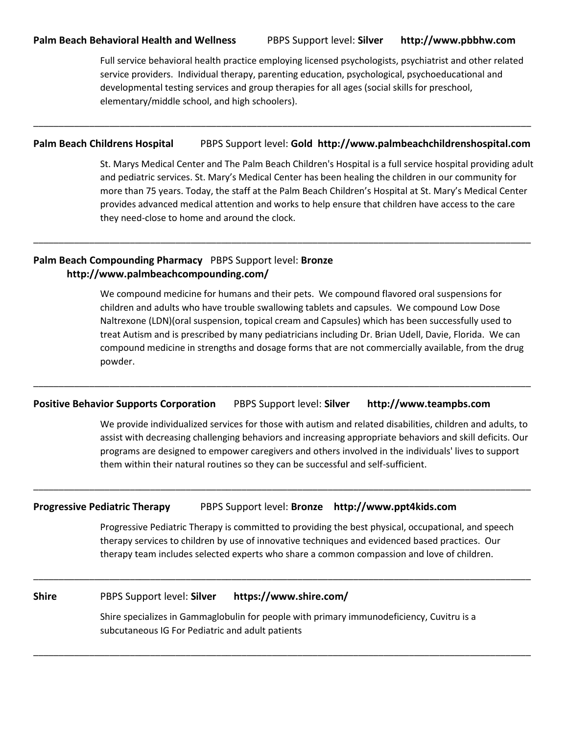**Palm Beach Behavioral Health and Wellness** PBPS Support level: **Silver** **http://www.pbbhw.com**

Full service behavioral health practice employing licensed psychologists, psychiatrist and other related service providers. Individual therapy, parenting education, psychological, psychoeducational and developmental testing services and group therapies for all ages (social skills for preschool, elementary/middle school, and high schoolers).

---

**Palm Beach Childrens Hospital** PBPS Support level: **Gold** **http://www.palmbeachchildrenshospital.com**

St. Marys Medical Center and The Palm Beach Children's Hospital is a full service hospital providing adult and pediatric services. St. Mary's Medical Center has been healing the children in our community for more than 75 years. Today, the staff at the Palm Beach Children's Hospital at St. Mary's Medical Center provides advanced medical attention and works to help ensure that children have access to the care they need-close to home and around the clock.

---

**Palm Beach Compounding Pharmacy** PBPS Support level: **Bronze** **http://www.palmbeachcompounding.com/**

We compound medicine for humans and their pets. We compound flavored oral suspensions for children and adults who have trouble swallowing tablets and capsules. We compound Low Dose Naltrexone (LDN)(oral suspension, topical cream and Capsules) which has been successfully used to treat Autism and is prescribed by many pediatricians including Dr. Brian Udell, Davie, Florida. We can compound medicine in strengths and dosage forms that are not commercially available, from the drug powder.

---

**Positive Behavior Supports Corporation** PBPS Support level: **Silver** **http://www.teampbs.com**

We provide individualized services for those with autism and related disabilities, children and adults, to assist with decreasing challenging behaviors and increasing appropriate behaviors and skill deficits. Our programs are designed to empower caregivers and others involved in the individuals' lives to support them within their natural routines so they can be successful and self-sufficient.

---

**Progressive Pediatric Therapy** PBPS Support level: **Bronze** **http://www.ppt4kids.com**

Progressive Pediatric Therapy is committed to providing the best physical, occupational, and speech therapy services to children by use of innovative techniques and evidenced based practices. Our therapy team includes selected experts who share a common compassion and love of children.

---

**Shire** PBPS Support level: **Silver** **https://www.shire.com/**

Shire specializes in Gammaglobulin for people with primary immunodeficiency, Cuvitru is a subcutaneous IG For Pediatric and adult patients

---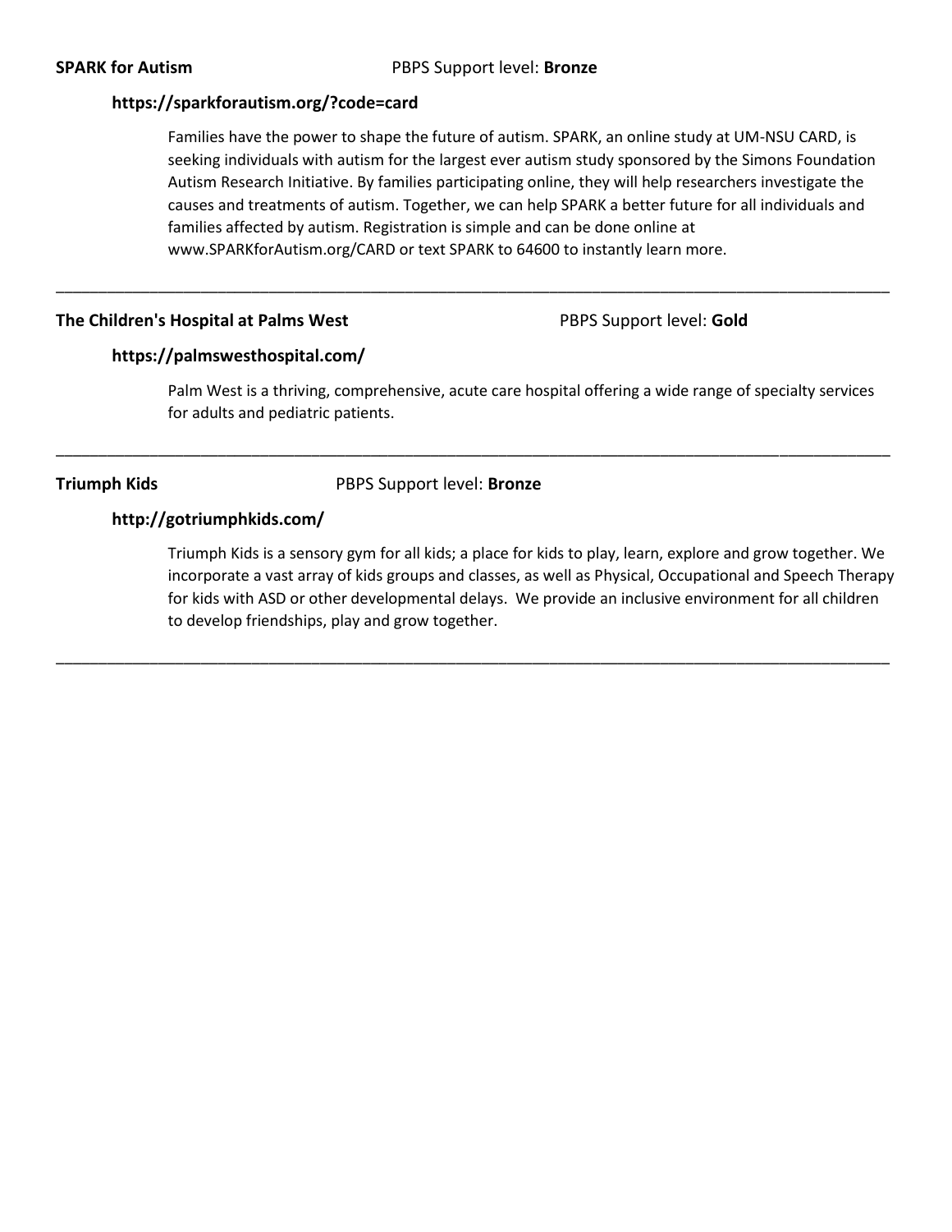**SPARK for Autism** PBPS Support level: **Bronze**

**https://sparkforautism.org/?code=card**

Families have the power to shape the future of autism. SPARK, an online study at UM-NSU CARD, is seeking individuals with autism for the largest ever autism study sponsored by the Simons Foundation Autism Research Initiative. By families participating online, they will help researchers investigate the causes and treatments of autism. Together, we can help SPARK a better future for all individuals and families affected by autism. Registration is simple and can be done online at www.SPARKforAutism.org/CARD or text SPARK to 64600 to instantly learn more.

---

**The Children's Hospital at Palms West** PBPS Support level: **Gold**

**https://palmswesthospital.com/**

Palm West is a thriving, comprehensive, acute care hospital offering a wide range of specialty services for adults and pediatric patients.

---

**Triumph Kids** PBPS Support level: **Bronze**

**http://gotriumphkids.com/**

Triumph Kids is a sensory gym for all kids; a place for kids to play, learn, explore and grow together. We incorporate a vast array of kids groups and classes, as well as Physical, Occupational and Speech Therapy for kids with ASD or other developmental delays. We provide an inclusive environment for all children to develop friendships, play and grow together.

---